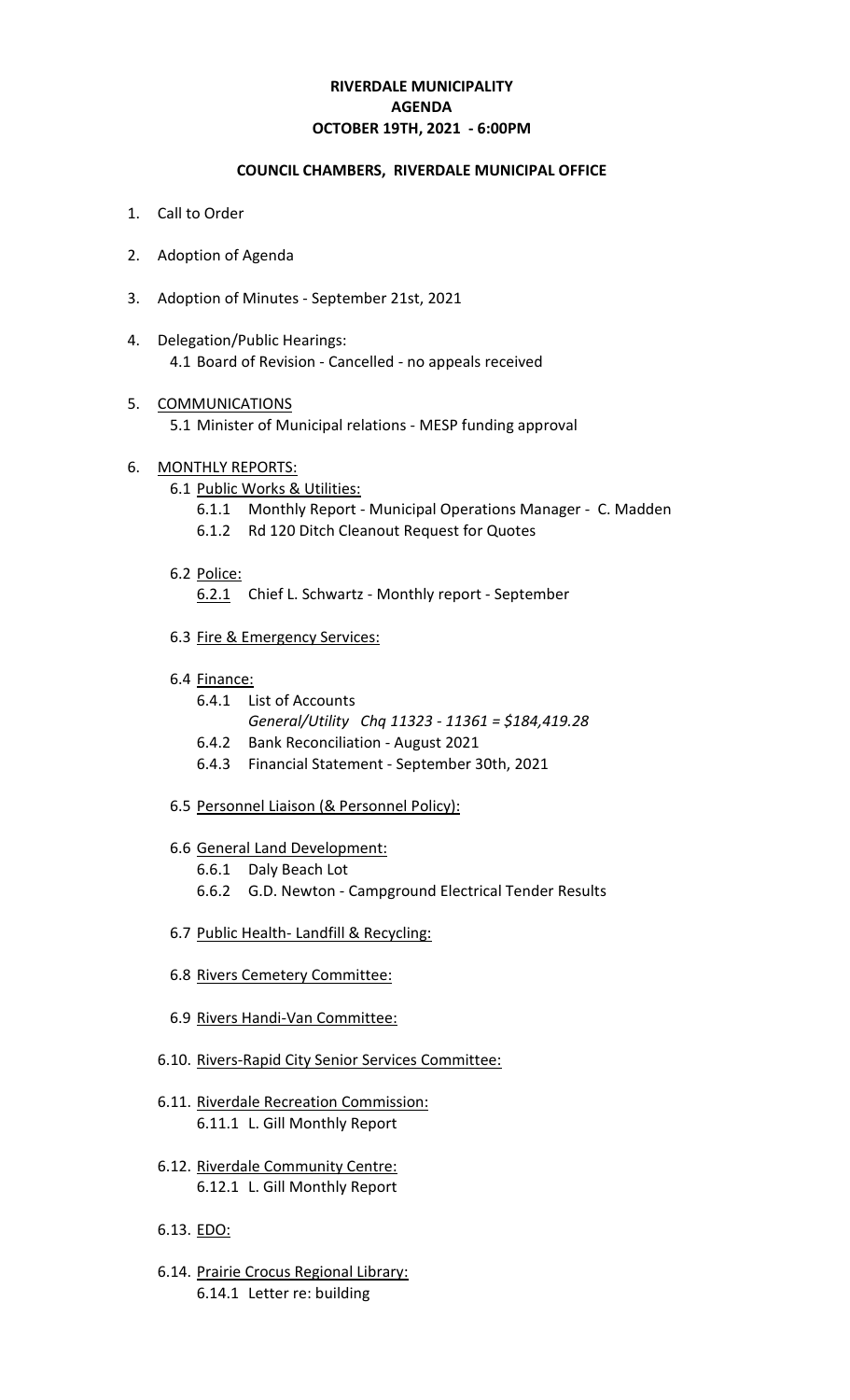# RIVERDALE MUNICIPALITY
# AGENDA
# OCTOBER 19TH, 2021 - 6:00PM

## COUNCIL CHAMBERS, RIVERDALE MUNICIPAL OFFICE

1. Call to Order

2. Adoption of Agenda

3. Adoption of Minutes - September 21st, 2021

4. Delegation/Public Hearings:
   - 4.1 Board of Revision - Cancelled - no appeals received

5. COMMUNICATIONS
   - 5.1 Minister of Municipal relations - MESP funding approval

6. MONTHLY REPORTS:
   - 6.1 Public Works & Utilities:
     - 6.1.1 Monthly Report - Municipal Operations Manager - C. Madden
     - 6.1.2 Rd 120 Ditch Cleanout Request for Quotes
   - 6.2 Police:
     - 6.2.1 Chief L. Schwartz - Monthly report - September
   - 6.3 Fire & Emergency Services:
   - 6.4 Finance:
     - 6.4.1 List of Accounts
       *General/Utility Chq 11323 - 11361 = $184,419.28*
     - 6.4.2 Bank Reconciliation - August 2021
     - 6.4.3 Financial Statement - September 30th, 2021
   - 6.5 Personnel Liaison (& Personnel Policy):
   - 6.6 General Land Development:
     - 6.6.1 Daly Beach Lot
     - 6.6.2 G.D. Newton - Campground Electrical Tender Results
   - 6.7 Public Health- Landfill & Recycling:
   - 6.8 Rivers Cemetery Committee:
   - 6.9 Rivers Handi-Van Committee:
   - 6.10. Rivers-Rapid City Senior Services Committee:
   - 6.11. Riverdale Recreation Commission:
     - 6.11.1 L. Gill Monthly Report
   - 6.12. Riverdale Community Centre:
     - 6.12.1 L. Gill Monthly Report
   - 6.13. EDO:
   - 6.14. Prairie Crocus Regional Library:
     - 6.14.1 Letter re: building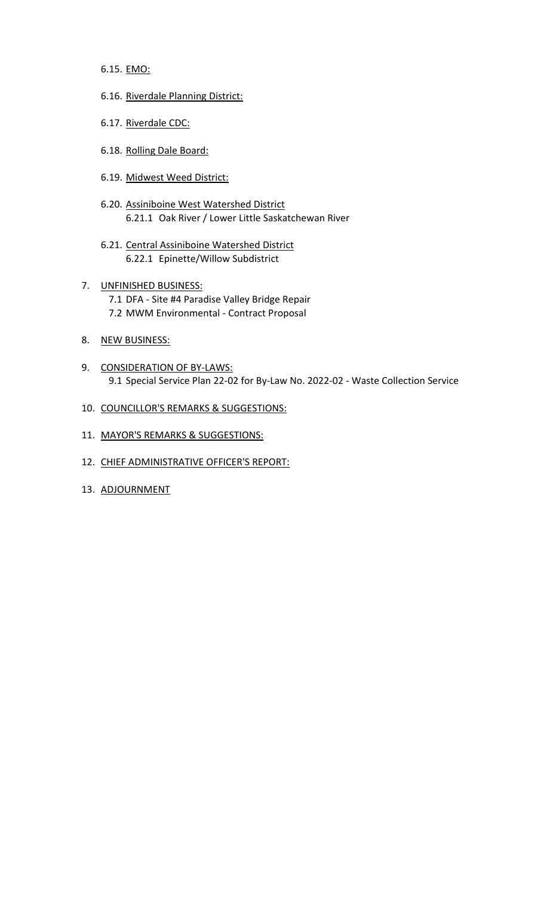6.15. EMO:

6.16. Riverdale Planning District:

6.17. Riverdale CDC:

6.18. Rolling Dale Board:

6.19. Midwest Weed District:

6.20. Assiniboine West Watershed District
  6.21.1 Oak River / Lower Little Saskatchewan River

6.21. Central Assiniboine Watershed District
  6.22.1 Epinette/Willow Subdistrict

7. UNFINISHED BUSINESS:
   7.1 DFA - Site #4 Paradise Valley Bridge Repair
   7.2 MWM Environmental - Contract Proposal

8. NEW BUSINESS:

9. CONSIDERATION OF BY-LAWS:
   9.1 Special Service Plan 22-02 for By-Law No. 2022-02 - Waste Collection Service

10. COUNCILLOR'S REMARKS & SUGGESTIONS:

11. MAYOR'S REMARKS & SUGGESTIONS:

12. CHIEF ADMINISTRATIVE OFFICER'S REPORT:

13. ADJOURNMENT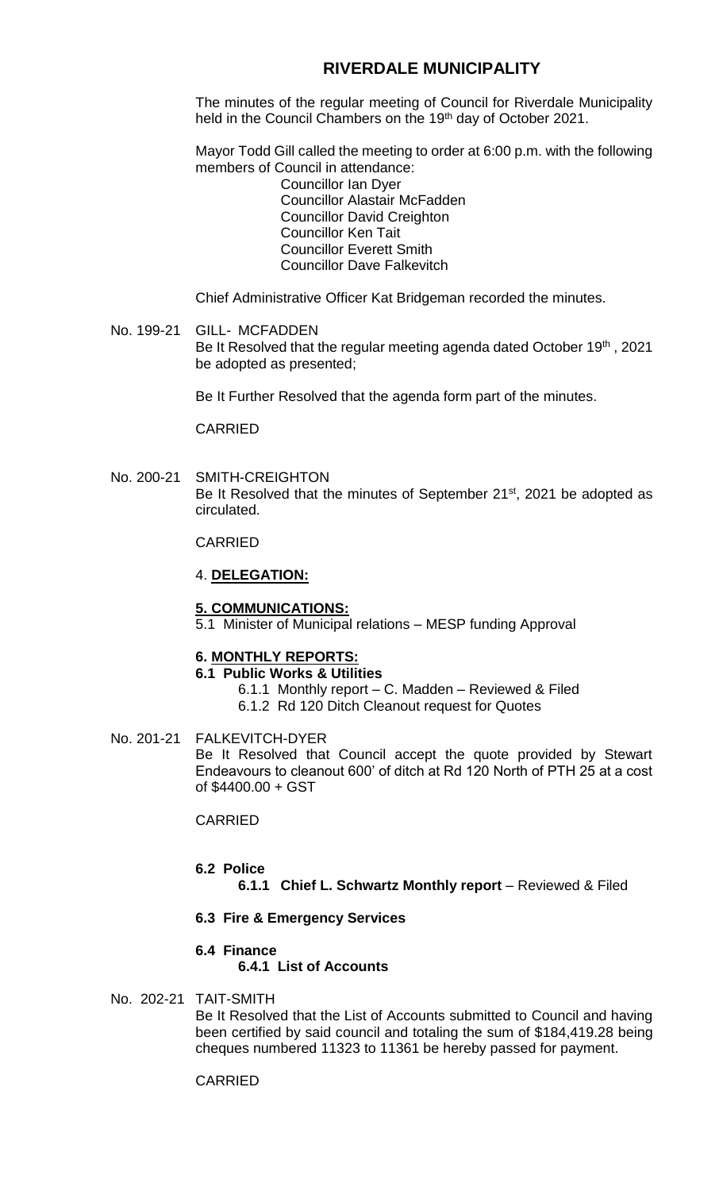# RIVERDALE MUNICIPALITY

The minutes of the regular meeting of Council for Riverdale Municipality held in the Council Chambers on the 19th day of October 2021.

Mayor Todd Gill called the meeting to order at 6:00 p.m. with the following members of Council in attendance:

Councillor Ian Dyer
Councillor Alastair McFadden
Councillor David Creighton
Councillor Ken Tait
Councillor Everett Smith
Councillor Dave Falkevitch

Chief Administrative Officer Kat Bridgeman recorded the minutes.

No. 199-21 GILL- MCFADDEN

Be It Resolved that the regular meeting agenda dated October 19th , 2021 be adopted as presented;

Be It Further Resolved that the agenda form part of the minutes.

CARRIED

No. 200-21 SMITH-CREIGHTON

Be It Resolved that the minutes of September 21st, 2021 be adopted as circulated.

CARRIED

4. **DELEGATION:**

**5. COMMUNICATIONS:**

5.1 Minister of Municipal relations – MESP funding Approval

**6. MONTHLY REPORTS:**

**6.1 Public Works & Utilities**

6.1.1 Monthly report – C. Madden – Reviewed & Filed
6.1.2 Rd 120 Ditch Cleanout request for Quotes

No. 201-21 FALKEVITCH-DYER

Be It Resolved that Council accept the quote provided by Stewart Endeavours to cleanout 600' of ditch at Rd 120 North of PTH 25 at a cost of $4400.00 + GST

CARRIED

**6.2 Police**

**6.1.1 Chief L. Schwartz Monthly report** – Reviewed & Filed

**6.3 Fire & Emergency Services**

**6.4 Finance**

**6.4.1 List of Accounts**

No. 202-21 TAIT-SMITH

Be It Resolved that the List of Accounts submitted to Council and having been certified by said council and totaling the sum of $184,419.28 being cheques numbered 11323 to 11361 be hereby passed for payment.

CARRIED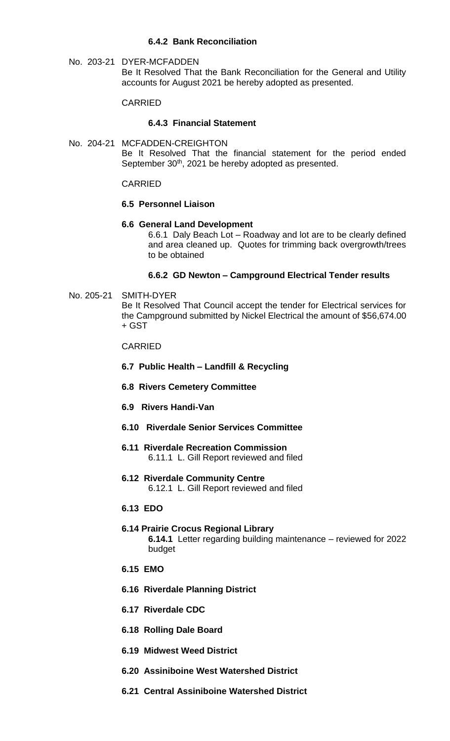**6.4.2 Bank Reconciliation**

No. 203-21 DYER-MCFADDEN

Be It Resolved That the Bank Reconciliation for the General and Utility accounts for August 2021 be hereby adopted as presented.

CARRIED

**6.4.3 Financial Statement**

No. 204-21 MCFADDEN-CREIGHTON

Be It Resolved That the financial statement for the period ended September 30th, 2021 be hereby adopted as presented.

CARRIED

**6.5 Personnel Liaison**

**6.6 General Land Development**

6.6.1 Daly Beach Lot – Roadway and lot are to be clearly defined and area cleaned up. Quotes for trimming back overgrowth/trees to be obtained

**6.6.2 GD Newton – Campground Electrical Tender results**

No. 205-21 SMITH-DYER

Be It Resolved That Council accept the tender for Electrical services for the Campground submitted by Nickel Electrical the amount of $56,674.00 + GST

CARRIED

**6.7 Public Health – Landfill & Recycling**

**6.8 Rivers Cemetery Committee**

**6.9 Rivers Handi-Van**

**6.10 Riverdale Senior Services Committee**

**6.11 Riverdale Recreation Commission**

6.11.1 L. Gill Report reviewed and filed

**6.12 Riverdale Community Centre**

6.12.1 L. Gill Report reviewed and filed

**6.13 EDO**

**6.14 Prairie Crocus Regional Library**

**6.14.1** Letter regarding building maintenance – reviewed for 2022 budget

**6.15 EMO**

**6.16 Riverdale Planning District**

**6.17 Riverdale CDC**

**6.18 Rolling Dale Board**

**6.19 Midwest Weed District**

**6.20 Assiniboine West Watershed District**

**6.21 Central Assiniboine Watershed District**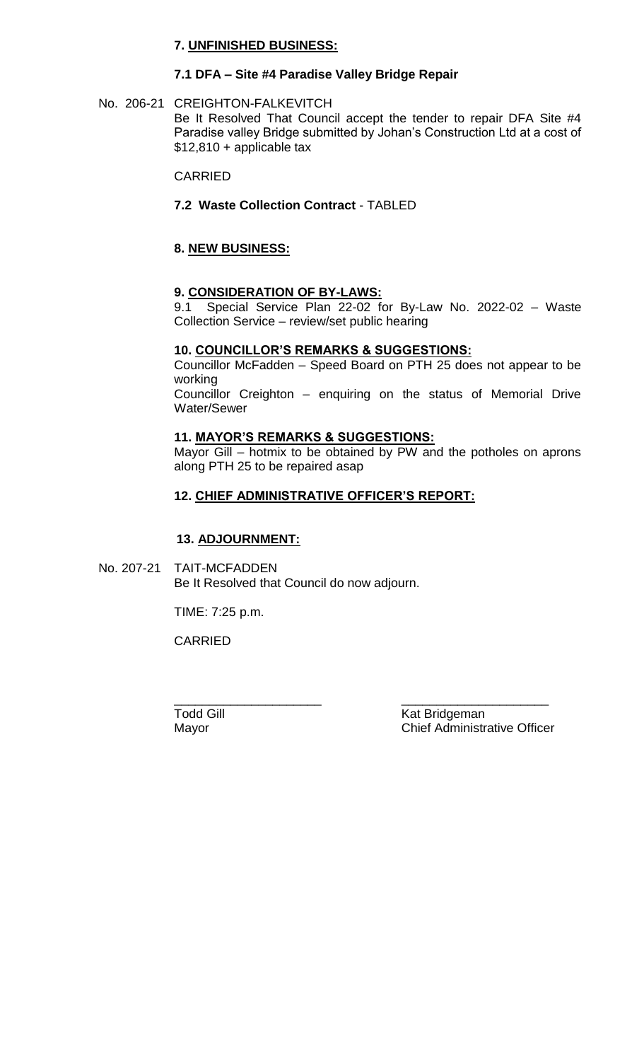## 7. UNFINISHED BUSINESS:

### 7.1 DFA – Site #4 Paradise Valley Bridge Repair

No. 206-21 CREIGHTON-FALKEVITCH

Be It Resolved That Council accept the tender to repair DFA Site #4 Paradise valley Bridge submitted by Johan's Construction Ltd at a cost of $12,810 + applicable tax

CARRIED

### 7.2 Waste Collection Contract - TABLED

## 8. NEW BUSINESS:

## 9. CONSIDERATION OF BY-LAWS:

9.1 Special Service Plan 22-02 for By-Law No. 2022-02 – Waste Collection Service – review/set public hearing

## 10. COUNCILLOR'S REMARKS & SUGGESTIONS:

Councillor McFadden – Speed Board on PTH 25 does not appear to be working

Councillor Creighton – enquiring on the status of Memorial Drive Water/Sewer

## 11. MAYOR'S REMARKS & SUGGESTIONS:

Mayor Gill – hotmix to be obtained by PW and the potholes on aprons along PTH 25 to be repaired asap

## 12. CHIEF ADMINISTRATIVE OFFICER'S REPORT:

## 13. ADJOURNMENT:

No. 207-21 TAIT-MCFADDEN

Be It Resolved that Council do now adjourn.

TIME: 7:25 p.m.

CARRIED

_____________________ _____________________

Todd Gill
Mayor

Kat Bridgeman
Chief Administrative Officer